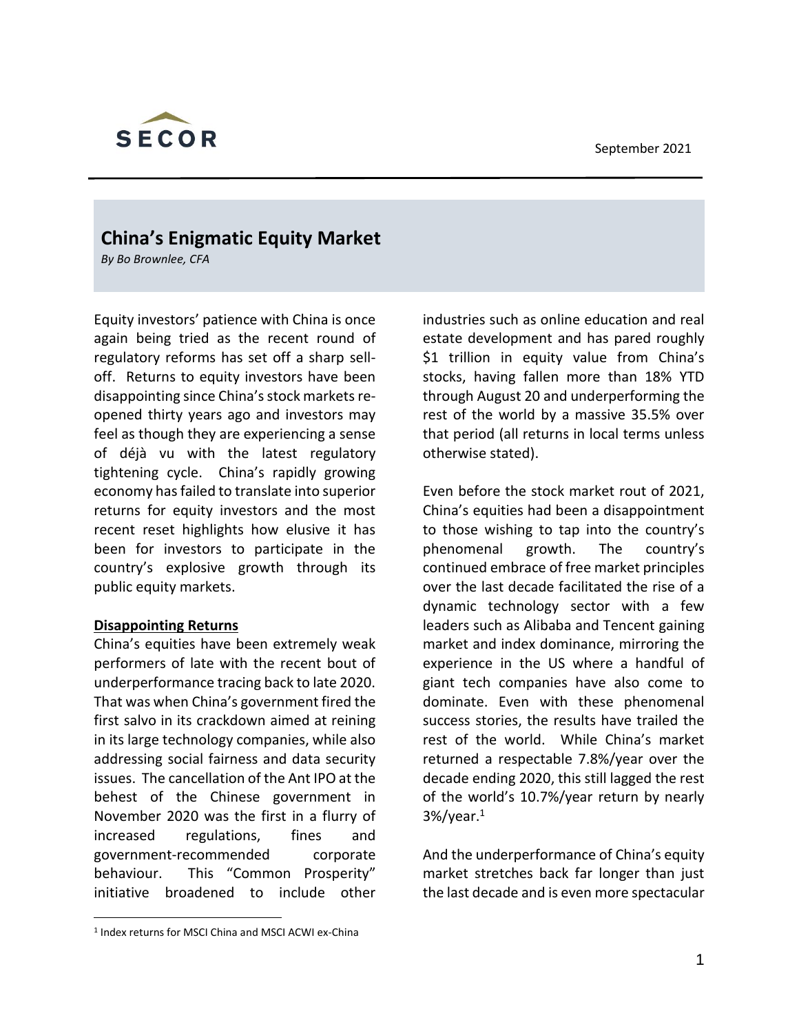SECOR

September 2021

# China's Enigmatic Equity Market

*By Bo Brownlee, CFA*

Equity investors' patience with China is once again being tried as the recent round of regulatory reforms has set off a sharp sell-off. Returns to equity investors have been disappointing since China's stock markets re-opened thirty years ago and investors may feel as though they are experiencing a sense of déjà vu with the latest regulatory tightening cycle. China's rapidly growing economy has failed to translate into superior returns for equity investors and the most recent reset highlights how elusive it has been for investors to participate in the country's explosive growth through its public equity markets.

## Disappointing Returns

China's equities have been extremely weak performers of late with the recent bout of underperformance tracing back to late 2020. That was when China's government fired the first salvo in its crackdown aimed at reining in its large technology companies, while also addressing social fairness and data security issues. The cancellation of the Ant IPO at the behest of the Chinese government in November 2020 was the first in a flurry of increased regulations, fines and government-recommended corporate behaviour. This "Common Prosperity" initiative broadened to include other industries such as online education and real estate development and has pared roughly $1 trillion in equity value from China's stocks, having fallen more than 18% YTD through August 20 and underperforming the rest of the world by a massive 35.5% over that period (all returns in local terms unless otherwise stated).

Even before the stock market rout of 2021, China's equities had been a disappointment to those wishing to tap into the country's phenomenal growth. The country's continued embrace of free market principles over the last decade facilitated the rise of a dynamic technology sector with a few leaders such as Alibaba and Tencent gaining market and index dominance, mirroring the experience in the US where a handful of giant tech companies have also come to dominate. Even with these phenomenal success stories, the results have trailed the rest of the world. While China's market returned a respectable 7.8%/year over the decade ending 2020, this still lagged the rest of the world's 10.7%/year return by nearly 3%/year.[1]

And the underperformance of China's equity market stretches back far longer than just the last decade and is even more spectacular

[1] Index returns for MSCI China and MSCI ACWI ex-China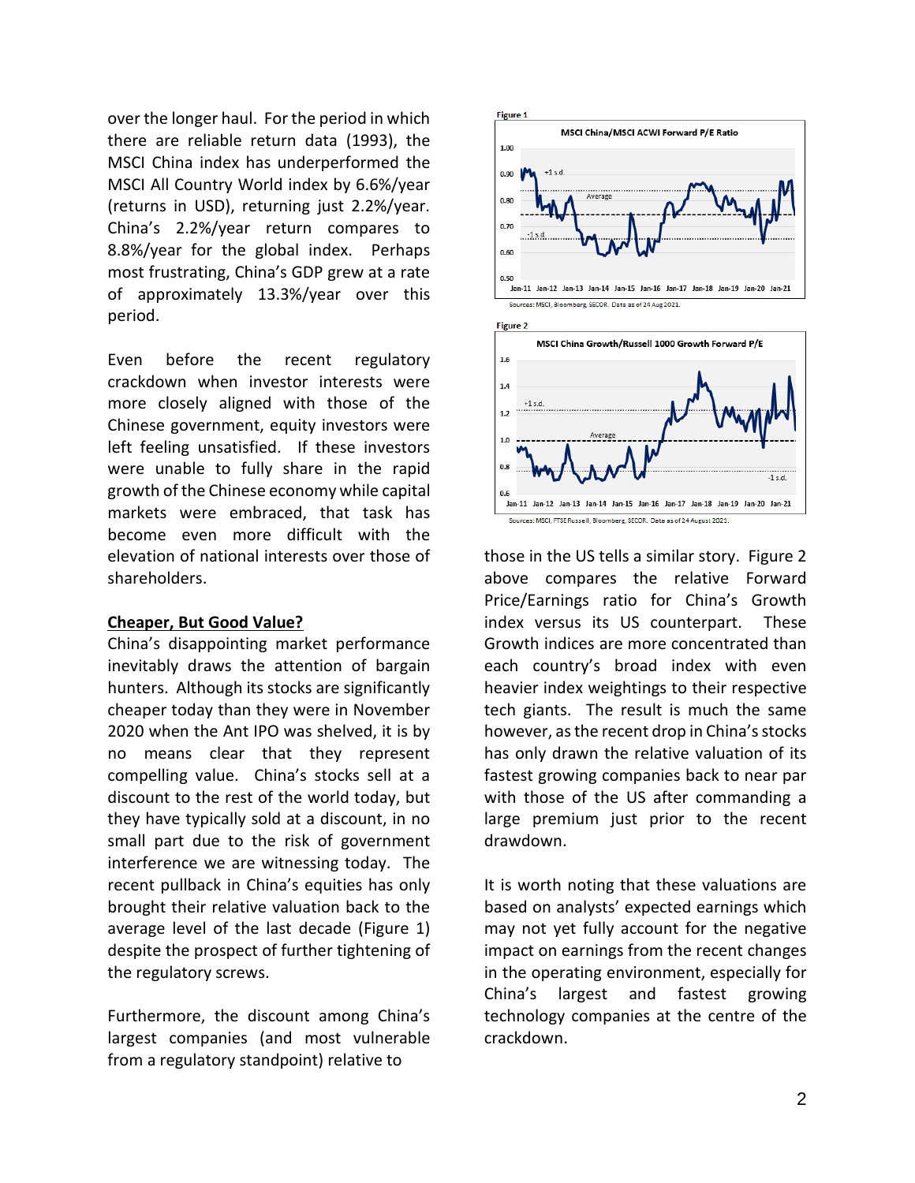over the longer haul. For the period in which there are reliable return data (1993), the MSCI China index has underperformed the MSCI All Country World index by 6.6%/year (returns in USD), returning just 2.2%/year. China's 2.2%/year return compares to 8.8%/year for the global index. Perhaps most frustrating, China's GDP grew at a rate of approximately 13.3%/year over this period.

Even before the recent regulatory crackdown when investor interests were more closely aligned with those of the Chinese government, equity investors were left feeling unsatisfied. If these investors were unable to fully share in the rapid growth of the Chinese economy while capital markets were embraced, that task has become even more difficult with the elevation of national interests over those of shareholders.

**Cheaper, But Good Value?**

China's disappointing market performance inevitably draws the attention of bargain hunters. Although its stocks are significantly cheaper today than they were in November 2020 when the Ant IPO was shelved, it is by no means clear that they represent compelling value. China's stocks sell at a discount to the rest of the world today, but they have typically sold at a discount, in no small part due to the risk of government interference we are witnessing today. The recent pullback in China's equities has only brought their relative valuation back to the average level of the last decade (Figure 1) despite the prospect of further tightening of the regulatory screws.

Furthermore, the discount among China's largest companies (and most vulnerable from a regulatory standpoint) relative to those in the US tells a similar story. Figure 2 above compares the relative Forward Price/Earnings ratio for China's Growth index versus its US counterpart. These Growth indices are more concentrated than each country's broad index with even heavier index weightings to their respective tech giants. The result is much the same however, as the recent drop in China's stocks has only drawn the relative valuation of its fastest growing companies back to near par with those of the US after commanding a large premium just prior to the recent drawdown.

Figure 1

MSCI China/MSCI ACWI Forward P/E Ratio

Sources: MSCI, Bloomberg, SECOR. Data as of 24 Aug 2021.

Figure 2

MSCI China Growth/Russell 1000 Growth Forward P/E

Sources: MSCI, FTSE Russell, Bloomberg, SECOR. Data as of 24 August 2021.

It is worth noting that these valuations are based on analysts' expected earnings which may not yet fully account for the negative impact on earnings from the recent changes in the operating environment, especially for China's largest and fastest growing technology companies at the centre of the crackdown.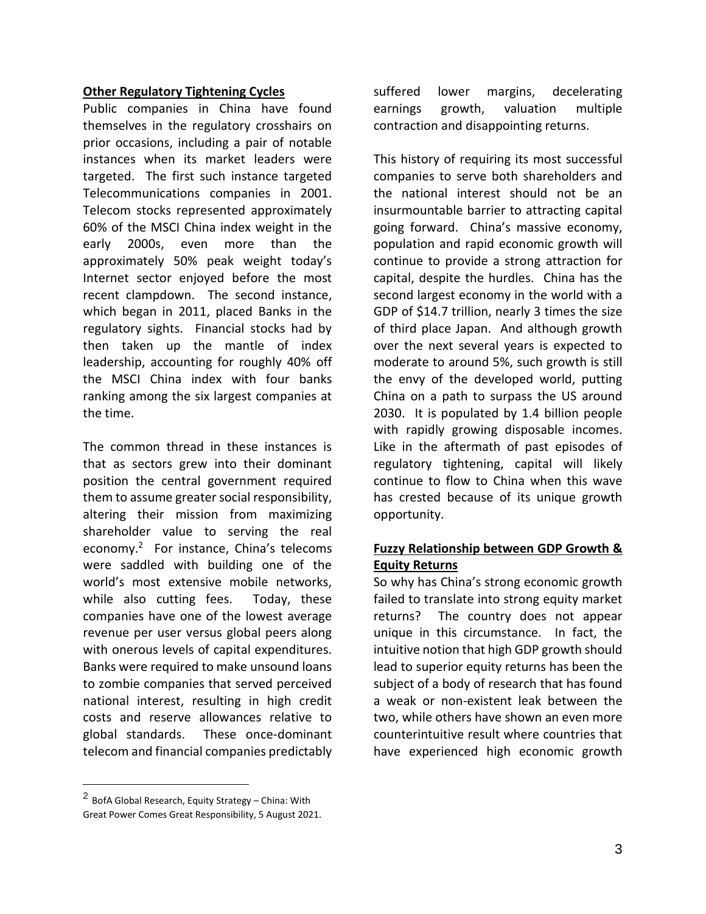**Other Regulatory Tightening Cycles**

Public companies in China have found themselves in the regulatory crosshairs on prior occasions, including a pair of notable instances when its market leaders were targeted. The first such instance targeted Telecommunications companies in 2001. Telecom stocks represented approximately 60% of the MSCI China index weight in the early 2000s, even more than the approximately 50% peak weight today's Internet sector enjoyed before the most recent clampdown. The second instance, which began in 2011, placed Banks in the regulatory sights. Financial stocks had by then taken up the mantle of index leadership, accounting for roughly 40% off the MSCI China index with four banks ranking among the six largest companies at the time.

The common thread in these instances is that as sectors grew into their dominant position the central government required them to assume greater social responsibility, altering their mission from maximizing shareholder value to serving the real economy.[2] For instance, China's telecoms were saddled with building one of the world's most extensive mobile networks, while also cutting fees. Today, these companies have one of the lowest average revenue per user versus global peers along with onerous levels of capital expenditures. Banks were required to make unsound loans to zombie companies that served perceived national interest, resulting in high credit costs and reserve allowances relative to global standards. These once-dominant telecom and financial companies predictably suffered lower margins, decelerating earnings growth, valuation multiple contraction and disappointing returns.

This history of requiring its most successful companies to serve both shareholders and the national interest should not be an insurmountable barrier to attracting capital going forward. China's massive economy, population and rapid economic growth will continue to provide a strong attraction for capital, despite the hurdles. China has the second largest economy in the world with a GDP of $14.7 trillion, nearly 3 times the size of third place Japan. And although growth over the next several years is expected to moderate to around 5%, such growth is still the envy of the developed world, putting China on a path to surpass the US around 2030. It is populated by 1.4 billion people with rapidly growing disposable incomes. Like in the aftermath of past episodes of regulatory tightening, capital will likely continue to flow to China when this wave has crested because of its unique growth opportunity.

**Fuzzy Relationship between GDP Growth & Equity Returns**

So why has China's strong economic growth failed to translate into strong equity market returns? The country does not appear unique in this circumstance. In fact, the intuitive notion that high GDP growth should lead to superior equity returns has been the subject of a body of research that has found a weak or non-existent leak between the two, while others have shown an even more counterintuitive result where countries that have experienced high economic growth

[2] BofA Global Research, Equity Strategy – China: With Great Power Comes Great Responsibility, 5 August 2021.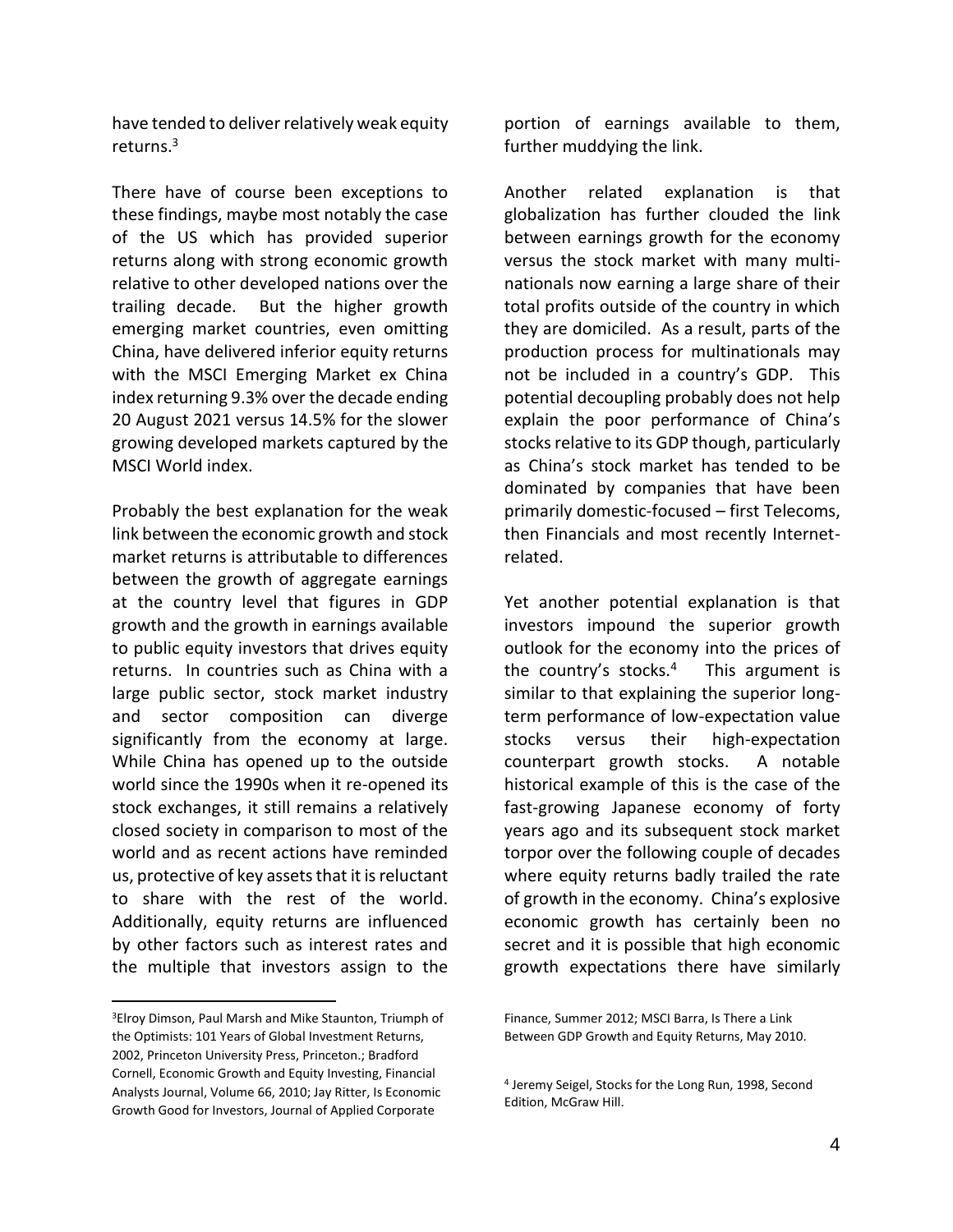have tended to deliver relatively weak equity returns.[3]

There have of course been exceptions to these findings, maybe most notably the case of the US which has provided superior returns along with strong economic growth relative to other developed nations over the trailing decade. But the higher growth emerging market countries, even omitting China, have delivered inferior equity returns with the MSCI Emerging Market ex China index returning 9.3% over the decade ending 20 August 2021 versus 14.5% for the slower growing developed markets captured by the MSCI World index.

Probably the best explanation for the weak link between the economic growth and stock market returns is attributable to differences between the growth of aggregate earnings at the country level that figures in GDP growth and the growth in earnings available to public equity investors that drives equity returns. In countries such as China with a large public sector, stock market industry and sector composition can diverge significantly from the economy at large. While China has opened up to the outside world since the 1990s when it re-opened its stock exchanges, it still remains a relatively closed society in comparison to most of the world and as recent actions have reminded us, protective of key assets that it is reluctant to share with the rest of the world. Additionally, equity returns are influenced by other factors such as interest rates and the multiple that investors assign to the portion of earnings available to them, further muddying the link.

Another related explanation is that globalization has further clouded the link between earnings growth for the economy versus the stock market with many multi-nationals now earning a large share of their total profits outside of the country in which they are domiciled. As a result, parts of the production process for multinationals may not be included in a country's GDP. This potential decoupling probably does not help explain the poor performance of China's stocks relative to its GDP though, particularly as China's stock market has tended to be dominated by companies that have been primarily domestic-focused – first Telecoms, then Financials and most recently Internet-related.

Yet another potential explanation is that investors impound the superior growth outlook for the economy into the prices of the country's stocks.[4] This argument is similar to that explaining the superior long-term performance of low-expectation value stocks versus their high-expectation counterpart growth stocks. A notable historical example of this is the case of the fast-growing Japanese economy of forty years ago and its subsequent stock market torpor over the following couple of decades where equity returns badly trailed the rate of growth in the economy. China's explosive economic growth has certainly been no secret and it is possible that high economic growth expectations there have similarly

---

[3] Elroy Dimson, Paul Marsh and Mike Staunton, Triumph of the Optimists: 101 Years of Global Investment Returns, 2002, Princeton University Press, Princeton.; Bradford Cornell, Economic Growth and Equity Investing, Financial Analysts Journal, Volume 66, 2010; Jay Ritter, Is Economic Growth Good for Investors, Journal of Applied Corporate Finance, Summer 2012; MSCI Barra, Is There a Link Between GDP Growth and Equity Returns, May 2010.

[4] Jeremy Seigel, Stocks for the Long Run, 1998, Second Edition, McGraw Hill.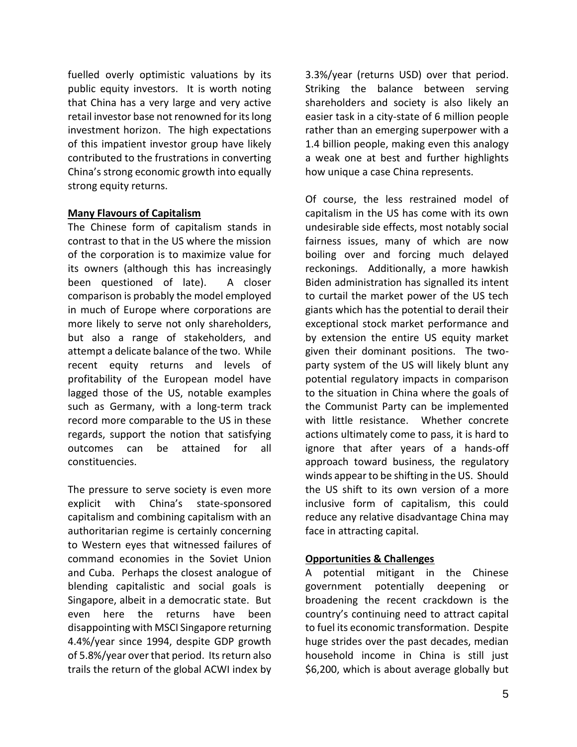fuelled overly optimistic valuations by its public equity investors. It is worth noting that China has a very large and very active retail investor base not renowned for its long investment horizon. The high expectations of this impatient investor group have likely contributed to the frustrations in converting China's strong economic growth into equally strong equity returns.

**Many Flavours of Capitalism**

The Chinese form of capitalism stands in contrast to that in the US where the mission of the corporation is to maximize value for its owners (although this has increasingly been questioned of late). A closer comparison is probably the model employed in much of Europe where corporations are more likely to serve not only shareholders, but also a range of stakeholders, and attempt a delicate balance of the two. While recent equity returns and levels of profitability of the European model have lagged those of the US, notable examples such as Germany, with a long-term track record more comparable to the US in these regards, support the notion that satisfying outcomes can be attained for all constituencies.

The pressure to serve society is even more explicit with China's state-sponsored capitalism and combining capitalism with an authoritarian regime is certainly concerning to Western eyes that witnessed failures of command economies in the Soviet Union and Cuba. Perhaps the closest analogue of blending capitalistic and social goals is Singapore, albeit in a democratic state. But even here the returns have been disappointing with MSCI Singapore returning 4.4%/year since 1994, despite GDP growth of 5.8%/year over that period. Its return also trails the return of the global ACWI index by 3.3%/year (returns USD) over that period. Striking the balance between serving shareholders and society is also likely an easier task in a city-state of 6 million people rather than an emerging superpower with a 1.4 billion people, making even this analogy a weak one at best and further highlights how unique a case China represents.

Of course, the less restrained model of capitalism in the US has come with its own undesirable side effects, most notably social fairness issues, many of which are now boiling over and forcing much delayed reckonings. Additionally, a more hawkish Biden administration has signalled its intent to curtail the market power of the US tech giants which has the potential to derail their exceptional stock market performance and by extension the entire US equity market given their dominant positions. The two-party system of the US will likely blunt any potential regulatory impacts in comparison to the situation in China where the goals of the Communist Party can be implemented with little resistance. Whether concrete actions ultimately come to pass, it is hard to ignore that after years of a hands-off approach toward business, the regulatory winds appear to be shifting in the US. Should the US shift to its own version of a more inclusive form of capitalism, this could reduce any relative disadvantage China may face in attracting capital.

**Opportunities & Challenges**

A potential mitigant in the Chinese government potentially deepening or broadening the recent crackdown is the country's continuing need to attract capital to fuel its economic transformation. Despite huge strides over the past decades, median household income in China is still just $6,200, which is about average globally but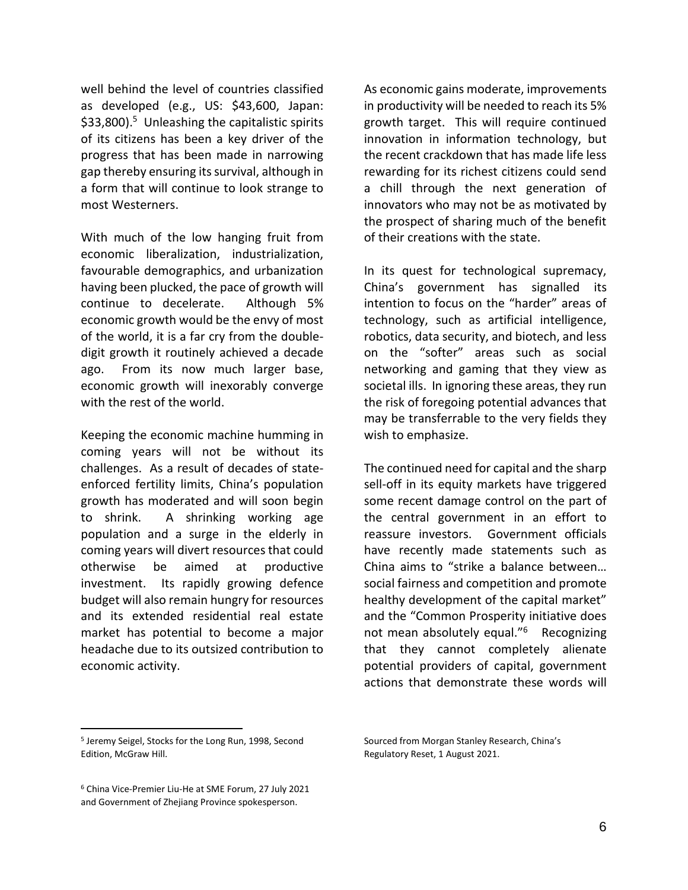well behind the level of countries classified as developed (e.g., US: $43,600, Japan: $33,800).[5] Unleashing the capitalistic spirits of its citizens has been a key driver of the progress that has been made in narrowing gap thereby ensuring its survival, although in a form that will continue to look strange to most Westerners.

With much of the low hanging fruit from economic liberalization, industrialization, favourable demographics, and urbanization having been plucked, the pace of growth will continue to decelerate. Although 5% economic growth would be the envy of most of the world, it is a far cry from the double-digit growth it routinely achieved a decade ago. From its now much larger base, economic growth will inexorably converge with the rest of the world.

Keeping the economic machine humming in coming years will not be without its challenges. As a result of decades of state-enforced fertility limits, China's population growth has moderated and will soon begin to shrink. A shrinking working age population and a surge in the elderly in coming years will divert resources that could otherwise be aimed at productive investment. Its rapidly growing defence budget will also remain hungry for resources and its extended residential real estate market has potential to become a major headache due to its outsized contribution to economic activity.

As economic gains moderate, improvements in productivity will be needed to reach its 5% growth target. This will require continued innovation in information technology, but the recent crackdown that has made life less rewarding for its richest citizens could send a chill through the next generation of innovators who may not be as motivated by the prospect of sharing much of the benefit of their creations with the state.

In its quest for technological supremacy, China's government has signalled its intention to focus on the "harder" areas of technology, such as artificial intelligence, robotics, data security, and biotech, and less on the "softer" areas such as social networking and gaming that they view as societal ills. In ignoring these areas, they run the risk of foregoing potential advances that may be transferrable to the very fields they wish to emphasize.

The continued need for capital and the sharp sell-off in its equity markets have triggered some recent damage control on the part of the central government in an effort to reassure investors. Government officials have recently made statements such as China aims to "strike a balance between… social fairness and competition and promote healthy development of the capital market" and the "Common Prosperity initiative does not mean absolutely equal."[6] Recognizing that they cannot completely alienate potential providers of capital, government actions that demonstrate these words will

---

[5] Jeremy Seigel, Stocks for the Long Run, 1998, Second Edition, McGraw Hill.

[6] China Vice-Premier Liu-He at SME Forum, 27 July 2021 and Government of Zhejiang Province spokesperson. Sourced from Morgan Stanley Research, China's Regulatory Reset, 1 August 2021.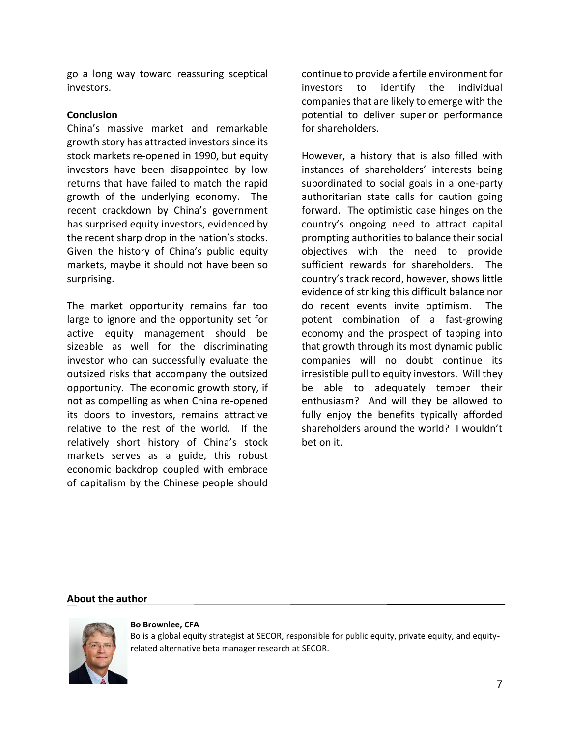go a long way toward reassuring sceptical investors.

## Conclusion

China's massive market and remarkable growth story has attracted investors since its stock markets re-opened in 1990, but equity investors have been disappointed by low returns that have failed to match the rapid growth of the underlying economy. The recent crackdown by China's government has surprised equity investors, evidenced by the recent sharp drop in the nation's stocks. Given the history of China's public equity markets, maybe it should not have been so surprising.

The market opportunity remains far too large to ignore and the opportunity set for active equity management should be sizeable as well for the discriminating investor who can successfully evaluate the outsized risks that accompany the outsized opportunity. The economic growth story, if not as compelling as when China re-opened its doors to investors, remains attractive relative to the rest of the world. If the relatively short history of China's stock markets serves as a guide, this robust economic backdrop coupled with embrace of capitalism by the Chinese people should continue to provide a fertile environment for investors to identify the individual companies that are likely to emerge with the potential to deliver superior performance for shareholders.

However, a history that is also filled with instances of shareholders' interests being subordinated to social goals in a one-party authoritarian state calls for caution going forward. The optimistic case hinges on the country's ongoing need to attract capital prompting authorities to balance their social objectives with the need to provide sufficient rewards for shareholders. The country's track record, however, shows little evidence of striking this difficult balance nor do recent events invite optimism. The potent combination of a fast-growing economy and the prospect of tapping into that growth through its most dynamic public companies will no doubt continue its irresistible pull to equity investors. Will they be able to adequately temper their enthusiasm? And will they be allowed to fully enjoy the benefits typically afforded shareholders around the world? I wouldn't bet on it.

## About the author

**Bo Brownlee, CFA**

Bo is a global equity strategist at SECOR, responsible for public equity, private equity, and equity-related alternative beta manager research at SECOR.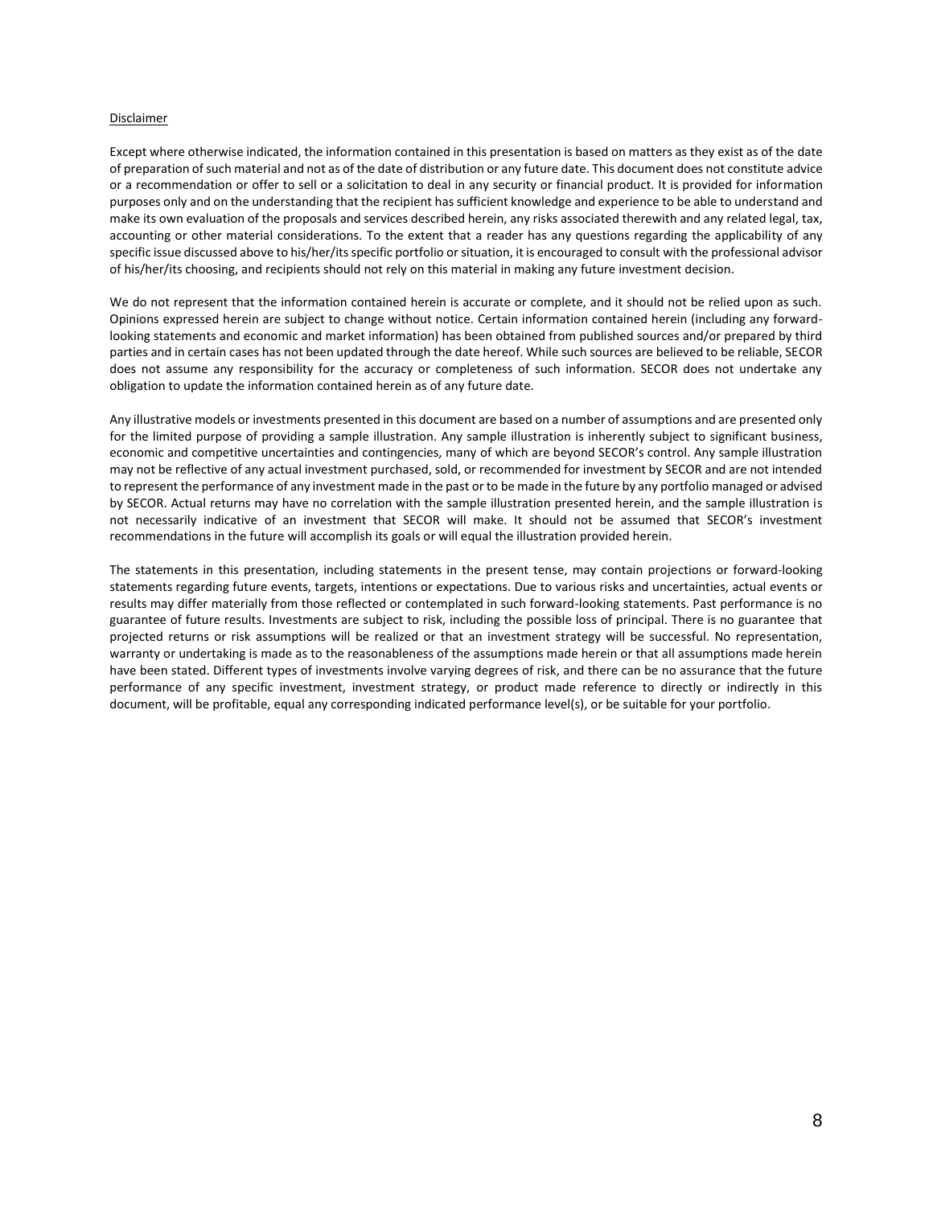Disclaimer

Except where otherwise indicated, the information contained in this presentation is based on matters as they exist as of the date of preparation of such material and not as of the date of distribution or any future date. This document does not constitute advice or a recommendation or offer to sell or a solicitation to deal in any security or financial product. It is provided for information purposes only and on the understanding that the recipient has sufficient knowledge and experience to be able to understand and make its own evaluation of the proposals and services described herein, any risks associated therewith and any related legal, tax, accounting or other material considerations. To the extent that a reader has any questions regarding the applicability of any specific issue discussed above to his/her/its specific portfolio or situation, it is encouraged to consult with the professional advisor of his/her/its choosing, and recipients should not rely on this material in making any future investment decision.

We do not represent that the information contained herein is accurate or complete, and it should not be relied upon as such. Opinions expressed herein are subject to change without notice. Certain information contained herein (including any forward-looking statements and economic and market information) has been obtained from published sources and/or prepared by third parties and in certain cases has not been updated through the date hereof. While such sources are believed to be reliable, SECOR does not assume any responsibility for the accuracy or completeness of such information. SECOR does not undertake any obligation to update the information contained herein as of any future date.

Any illustrative models or investments presented in this document are based on a number of assumptions and are presented only for the limited purpose of providing a sample illustration. Any sample illustration is inherently subject to significant business, economic and competitive uncertainties and contingencies, many of which are beyond SECOR's control. Any sample illustration may not be reflective of any actual investment purchased, sold, or recommended for investment by SECOR and are not intended to represent the performance of any investment made in the past or to be made in the future by any portfolio managed or advised by SECOR. Actual returns may have no correlation with the sample illustration presented herein, and the sample illustration is not necessarily indicative of an investment that SECOR will make. It should not be assumed that SECOR's investment recommendations in the future will accomplish its goals or will equal the illustration provided herein.

The statements in this presentation, including statements in the present tense, may contain projections or forward-looking statements regarding future events, targets, intentions or expectations. Due to various risks and uncertainties, actual events or results may differ materially from those reflected or contemplated in such forward-looking statements. Past performance is no guarantee of future results. Investments are subject to risk, including the possible loss of principal. There is no guarantee that projected returns or risk assumptions will be realized or that an investment strategy will be successful. No representation, warranty or undertaking is made as to the reasonableness of the assumptions made herein or that all assumptions made herein have been stated. Different types of investments involve varying degrees of risk, and there can be no assurance that the future performance of any specific investment, investment strategy, or product made reference to directly or indirectly in this document, will be profitable, equal any corresponding indicated performance level(s), or be suitable for your portfolio.